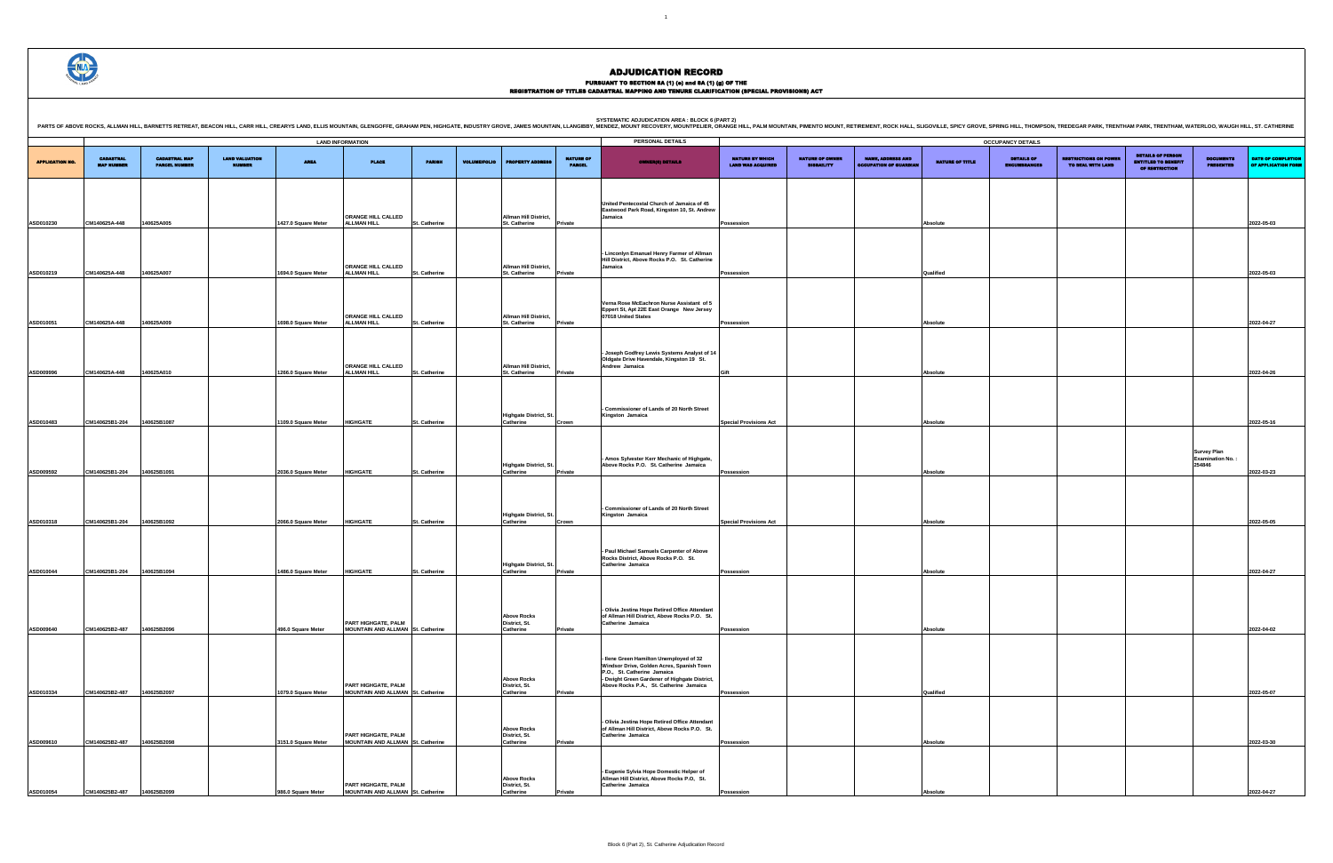# ADJUDICATION RECORD

PURSUANT TO SECTION 8A (1) (e) and 8A (1) (g) OF THE
REGISTRATION OF TITLES CADASTRAL MAPPING AND TENURE CLARIFICATION (SPECIAL PROVISIONS) ACT

SYSTEMATIC ADJUDICATION AREA : BLOCK 6 (PART 2)

PARTS OF ABOVE ROCKS, ALLMAN HILL, BARNETTS RETREAT, BEACON HILL, CARR HILL, CREARYS LAND, ELLIS MOUNTAIN, GLENGOFFE, GRAHAM PEN, HIGHGATE, INDUSTRY GROVE, JAMES MOUNTAIN, LLANGIBBY, MENDEZ, MOUNT RECOVERY, MOUNTPELIER, ORANGE HILL, PALM MOUNTAIN, PIMENTO MOUNT, RETIREMENT, ROCK HALL, SLIGOVILLE, SPICY GROVE, SPRING HILL, THOMPSON, TREDEGAR PARK, TRENTHAM PARK, TRENTHAM, WATERLOO, WAUGH HILL, ST. CATHERINE

| | LAND INFORMATION | | | | | | | | | PERSONAL DETAILS | OCCUPANCY DETAILS | | | | | | | | |
|---|---|---|---|---|---|---|---|---|---|---|---|---|---|---|---|---|---|---|---|
| APPLICATION NO. | CADASTRAL MAP NUMBER | CADASTRAL MAP PARCEL NUMBER | LAND VALUATION NUMBER | AREA | PLACE | PARISH | VOLUME/FOLIO | PROPERTY ADDRESS | NATURE OF PARCEL | OWNER(S) DETAILS | NATURE BY WHICH LAND WAS ACQUIRED | NATURE OF OWNER DISBAILITY | NAME, ADDRESS AND OCCUPATION OF GUARDIAN | NATURE OF TITLE | DETAILS OF ENCUMBRANCES | RESTRICTIONS ON POWER TO DEAL WITH LAND | DETAILS OF PERSON ENTITLED TO BENEFIT OF RESTRICTION | DOCUMENTS PRESENTED | DATE OF COMPLETION OF APPLICATION FORM |
| ASD010230 | CM140625A-448 | 140625A005 | | 1427.0 Square Meter | ORANGE HILL CALLED ALLMAN HILL | St. Catherine | | Allman Hill District, St. Catherine | Private | United Pentecostal Church of Jamaica of 45 Eastwood Park Road, Kingston 10, St. Andrew Jamaica | Possession | | | Absolute | | | | | 2022-05-03 |
| ASD010219 | CM140625A-448 | 140625A007 | | 1694.0 Square Meter | ORANGE HILL CALLED ALLMAN HILL | St. Catherine | | Allman Hill District, St. Catherine | Private | - Linconlyn Emanuel Henry Farmer of Allman Hill District, Above Rocks P.O. St. Catherine Jamaica | Possession | | | Qualified | | | | | 2022-05-03 |
| ASD010051 | CM140625A-448 | 140625A009 | | 1698.0 Square Meter | ORANGE HILL CALLED ALLMAN HILL | St. Catherine | | Allman Hill District, St. Catherine | Private | Verna Rose McEachron Nurse Assistant of 5 Eppert St, Apt 22E East Orange New Jersey 07018 United States | Possession | | | Absolute | | | | | 2022-04-27 |
| ASD009996 | CM140625A-448 | 140625A010 | | 1266.0 Square Meter | ORANGE HILL CALLED ALLMAN HILL | St. Catherine | | Allman Hill District, St. Catherine | Private | - Joseph Godfrey Lewis Systems Analyst of 14 Oldgate Drive Havendale, Kingston 19 St. Andrew Jamaica | Gift | | | Absolute | | | | | 2022-04-26 |
| ASD010483 | CM140625B1-204 | 140625B1087 | | 1109.0 Square Meter | HIGHGATE | St. Catherine | | Highgate District, St. Catherine | Crown | - Commissioner of Lands of 20 North Street Kingston Jamaica | Special Provisions Act | | | Absolute | | | | | 2022-05-16 |
| ASD009592 | CM140625B1-204 | 140625B1091 | | 2036.0 Square Meter | HIGHGATE | St. Catherine | | Highgate District, St. Catherine | Private | - Amos Sylvester Kerr Mechanic of Highgate, Above Rocks P.O. St. Catherine Jamaica | Possession | | | Absolute | | | | Survey Plan Examination No. : 254846 | 2022-03-23 |
| ASD010318 | CM140625B1-204 | 140625B1092 | | 2066.0 Square Meter | HIGHGATE | St. Catherine | | Highgate District, St. Catherine | Crown | - Commissioner of Lands of 20 North Street Kingston Jamaica | Special Provisions Act | | | Absolute | | | | | 2022-05-05 |
| ASD010044 | CM140625B1-204 | 140625B1094 | | 1486.0 Square Meter | HIGHGATE | St. Catherine | | Highgate District, St. Catherine | Private | - Paul Michael Samuels Carpenter of Above Rocks District, Above Rocks P.O. St. Catherine Jamaica | Possession | | | Absolute | | | | | 2022-04-27 |
| ASD009640 | CM140625B2-487 | 140625B2096 | | 496.0 Square Meter | PART HIGHGATE, PALM MOUNTAIN AND ALLMAN | St. Catherine | | Above Rocks District, St. Catherine | Private | - Olivia Jestina Hope Retired Office Attendant of Allman Hill District, Above Rocks P.O. St. Catherine Jamaica | Possession | | | Absolute | | | | | 2022-04-02 |
| ASD010334 | CM140625B2-487 | 140625B2097 | | 1079.0 Square Meter | PART HIGHGATE, PALM MOUNTAIN AND ALLMAN | St. Catherine | | Above Rocks District, St. Catherine | Private | - Ilene Green Hamilton Unemployed of 32 Windsor Drive, Golden Acres, Spanish Town P.O., St. Catherine Jamaica<br>- Dwight Green Gardener of Highgate District, Above Rocks P.A., St. Catherine Jamaica | Possession | | | Qualified | | | | | 2022-05-07 |
| ASD009610 | CM140625B2-487 | 140625B2098 | | 3151.0 Square Meter | PART HIGHGATE, PALM MOUNTAIN AND ALLMAN | St. Catherine | | Above Rocks District, St. Catherine | Private | - Olivia Jestina Hope Retired Office Attendant of Allman Hill District, Above Rocks P.O. St. Catherine Jamaica | Possession | | | Absolute | | | | | 2022-03-30 |
| ASD010054 | CM140625B2-487 | 140625B2099 | | 986.0 Square Meter | PART HIGHGATE, PALM MOUNTAIN AND ALLMAN | St. Catherine | | Above Rocks District, St. Catherine | Private | - Eugenie Sylvia Hope Domestic Helper of Allman Hill District, Above Rocks P.O, St. Catherine Jamaica | Possession | | | Absolute | | | | | 2022-04-27 |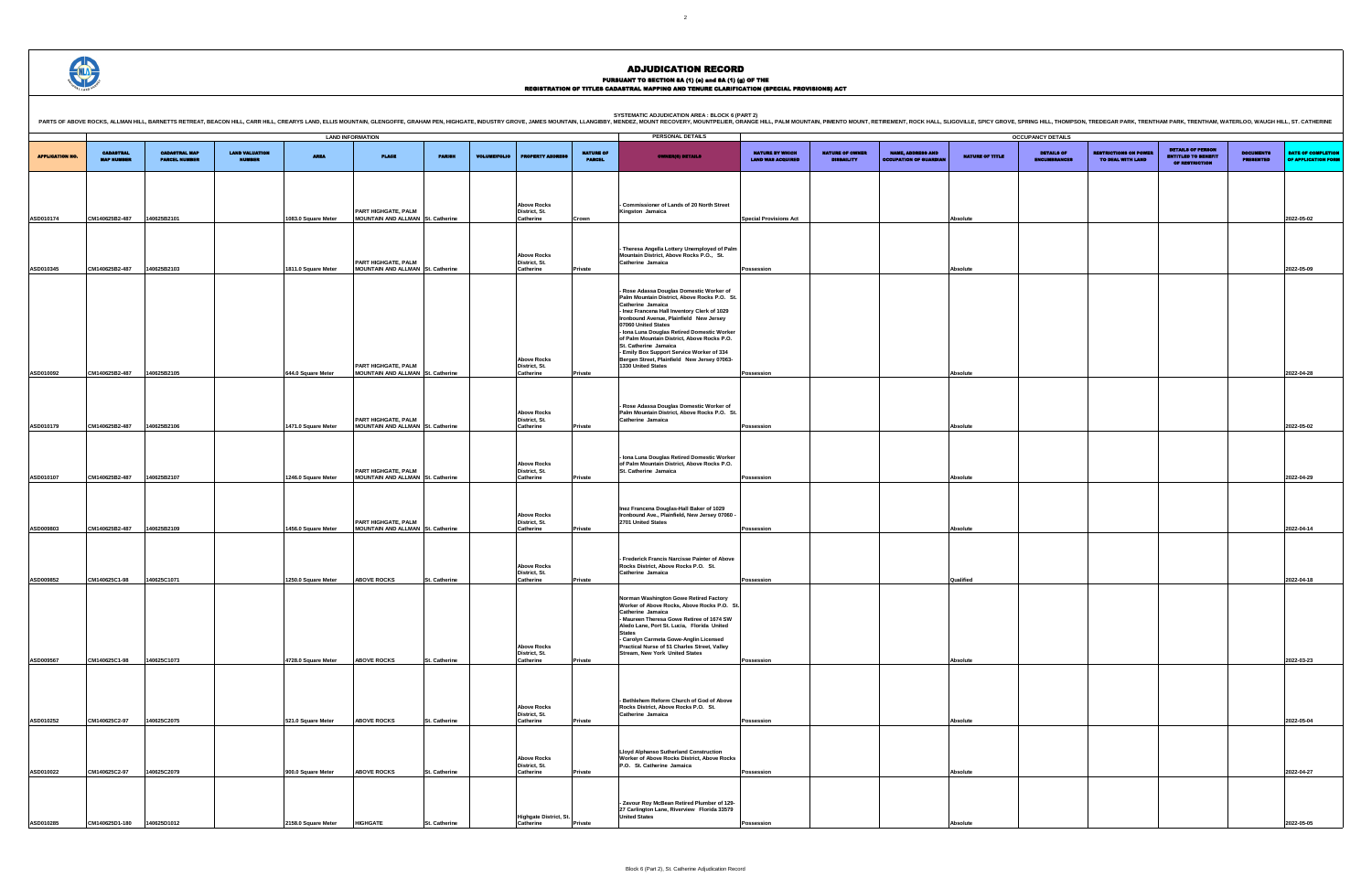# ADJUDICATION RECORD

PURSUANT TO SECTION 8A (1) (e) and 8A (1) (g) OF THE

REGISTRATION OF TITLES CADASTRAL MAPPING AND TENURE CLARIFICATION (SPECIAL PROVISIONS) ACT

SYSTEMATIC ADJUDICATION AREA : BLOCK 6 (PART 2)

PARTS OF ABOVE ROCKS, ALLMAN HILL, BARNETTS RETREAT, BEACON HILL, CARR HILL, CREARYS LAND, ELLIS MOUNTAIN, GLENGOFFE, GRAHAM PEN, HIGHGATE, INDUSTRY GROVE, JAMES MOUNTAIN, LLANGIBBY, MENDEZ, MOUNT RECOVERY, MOUNTPELIER, ORANGE HILL, PALM MOUNTAIN, PIMENTO MOUNT, RETIREMENT, ROCK HALL, SLIGOVILLE, SPICY GROVE, SPRING HILL, THOMPSON, TREDEGAR PARK, TRENTHAM PARK, TRENTHAM, WATERLOO, WAUGH HILL, ST. CATHERINE

| APPLICATION NO. | LAND INFORMATION | | | | | | | | | PERSONAL DETAILS | OCCUPANCY DETAILS | | | | | | | | | |
|---|---|---|---|---|---|---|---|---|---|---|---|---|---|---|---|---|---|---|---|---|
| | CADASTRAL MAP NUMBER | CADASTRAL MAP PARCEL NUMBER | LAND VALUATION NUMBER | AREA | PLACE | PARISH | VOLUME/FOLIO | PROPERTY ADDRESS | NATURE OF PARCEL | OWNER(S) DETAILS | NATURE BY WHICH LAND WAS ACQUIRED | NATURE OF OWNER DISABILITY | NAME, ADDRESS AND OCCUPATION OF GUARDIAN | NATURE OF TITLE | DETAILS OF ENCUMBRANCES | RESTRICTIONS ON POWER TO DEAL WITH LAND | DETAILS OF PERSON ENTITLED TO BENEFIT OF RESTRICTION | DOCUMENTS PRESENTED | DATE OF COMPLETION OF APPLICATION FORM |
| ASD010174 | CM140625B2-487 | 140625B2101 | | 1083.0 Square Meter | PART HIGHGATE, PALM MOUNTAIN AND ALLMAN | St. Catherine | | Above Rocks District, St. Catherine | Crown | - Commissioner of Lands of 20 North Street Kingston Jamaica | Special Provisions Act | | | Absolute | | | | | 2022-05-02 |
| ASD010345 | CM140625B2-487 | 140625B2103 | | 1811.0 Square Meter | PART HIGHGATE, PALM MOUNTAIN AND ALLMAN | St. Catherine | | Above Rocks District, St. Catherine | Private | - Theresa Angella Lottery Unemployed of Palm Mountain District, Above Rocks P.O., St. Catherine Jamaica | Possession | | | Absolute | | | | | 2022-05-09 |
| ASD010092 | CM140625B2-487 | 140625B2105 | | 644.0 Square Meter | PART HIGHGATE, PALM MOUNTAIN AND ALLMAN | St. Catherine | | Above Rocks District, St. Catherine | Private | - Rose Adassa Douglas Domestic Worker of Palm Mountain District, Above Rocks P.O. St. Catherine Jamaica<br>- Inez Francena Hall Inventory Clerk of 1029 Ironbound Avenue, Plainfield New Jersey 07060 United States<br>- Iona Luna Douglas Retired Domestic Worker of Palm Mountain District, Above Rocks P.O. St. Catherine Jamaica<br>- Emily Box Support Service Worker of 334 Bergen Street, Plainfield New Jersey 07063-1330 United States | Possession | | | Absolute | | | | | 2022-04-28 |
| ASD010179 | CM140625B2-487 | 140625B2106 | | 1471.0 Square Meter | PART HIGHGATE, PALM MOUNTAIN AND ALLMAN | St. Catherine | | Above Rocks District, St. Catherine | Private | - Rose Adassa Douglas Domestic Worker of Palm Mountain District, Above Rocks P.O. St. Catherine Jamaica | Possession | | | Absolute | | | | | 2022-05-02 |
| ASD010107 | CM140625B2-487 | 140625B2107 | | 1246.0 Square Meter | PART HIGHGATE, PALM MOUNTAIN AND ALLMAN | St. Catherine | | Above Rocks District, St. Catherine | Private | - Iona Luna Douglas Retired Domestic Worker of Palm Mountain District, Above Rocks P.O. St. Catherine Jamaica | Possession | | | Absolute | | | | | 2022-04-29 |
| ASD009803 | CM140625B2-487 | 140625B2109 | | 1456.0 Square Meter | PART HIGHGATE, PALM MOUNTAIN AND ALLMAN | St. Catherine | | Above Rocks District, St. Catherine | Private | Inez Francena Douglas-Hall Baker of 1029 Ironbound Ave., Plainfield, New Jersey 07060 - 2701 United States | Possession | | | Absolute | | | | | 2022-04-14 |
| ASD009852 | CM140625C1-98 | 140625C1071 | | 1250.0 Square Meter | ABOVE ROCKS | St. Catherine | | Above Rocks District, St. Catherine | Private | - Frederick Francis Narcisse Painter of Above Rocks District, Above Rocks P.O. St. Catherine Jamaica | Possession | | | Qualified | | | | | 2022-04-18 |
| ASD009567 | CM140625C1-98 | 140625C1073 | | 4728.0 Square Meter | ABOVE ROCKS | St. Catherine | | Above Rocks District, St. Catherine | Private | Norman Washington Gowe Retired Factory Worker of Above Rocks, Above Rocks P.O. St. Catherine Jamaica<br>- Maureen Theresa Gowe Retiree of 1674 SW Aledo Lane, Port St. Lucia, Florida United States<br>- Carolyn Carmeta Gowe-Anglin Licensed Practical Nurse of 51 Charles Street, Valley Stream, New York United States | Possession | | | Absolute | | | | | 2022-03-23 |
| ASD010252 | CM140625C2-97 | 140625C2075 | | 521.0 Square Meter | ABOVE ROCKS | St. Catherine | | Above Rocks District, St. Catherine | Private | - Bethlehem Reform Church of God of Above Rocks District, Above Rocks P.O. St. Catherine Jamaica | Possession | | | Absolute | | | | | 2022-05-04 |
| ASD010022 | CM140625C2-97 | 140625C2079 | | 900.0 Square Meter | ABOVE ROCKS | St. Catherine | | Above Rocks District, St. Catherine | Private | Lloyd Alphanso Sutherland Construction Worker of Above Rocks District, Above Rocks P.O. St. Catherine Jamaica | Possession | | | Absolute | | | | | 2022-04-27 |
| ASD010285 | CM140625D1-180 | 140625D1012 | | 2158.0 Square Meter | HIGHGATE | St. Catherine | | Highgate District, St. Catherine | Private | - Zavour Roy McBean Retired Plumber of 129-27 Carlington Lane, Riverview Florida 33579 United States | Possession | | | Absolute | | | | | 2022-05-05 |

Block 6 (Part 2), St. Catherine Adjudication Record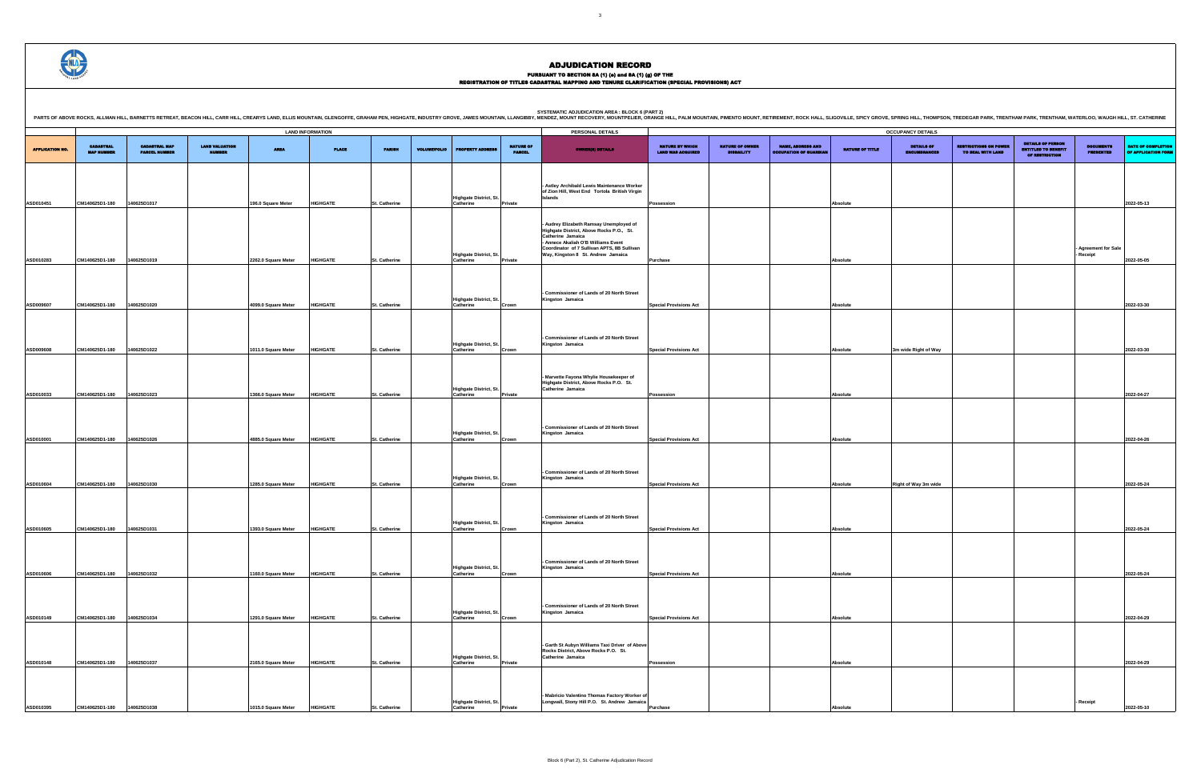# ADJUDICATION RECORD

**PURSUANT TO SECTION 8A (1) (e) and 8A (1) (g) OF THE REGISTRATION OF TITLES CADASTRAL MAPPING AND TENURE CLARIFICATION (SPECIAL PROVISIONS) ACT**

SYSTEMATIC ADJUDICATION AREA : BLOCK 6 (PART 2)

PARTS OF ABOVE ROCKS, ALLMAN HILL, BARNETTS RETREAT, BEACON HILL, CARR HILL, CREARYS LAND, ELLIS MOUNTAIN, GLENGOFFE, GRAHAM PEN, HIGHGATE, INDUSTRY GROVE, JAMES MOUNTAIN, LLANGIBBY, MENDEZ, MOUNT RECOVERY, MOUNTPELIER, ORANGE HILL, PALM MOUNTAIN, PIMENTO MOUNT, RETIREMENT, ROCK HALL, SLIGOVILLE, SPICY GROVE, SPRING HILL, THOMPSON, TREDEGAR PARK, TRENTHAM PARK, TRENTHAM, WATERLOO, WAUGH HILL, ST. CATHERINE

| | LAND INFORMATION | | | | | | | | | PERSONAL DETAILS | OCCUPANCY DETAILS | | | | | | | | |
|---|---|---|---|---|---|---|---|---|---|---|---|---|---|---|---|---|---|---|---|
| APPLICATION NO. | CADASTRAL MAP NUMBER | CADASTRAL MAP PARCEL NUMBER | LAND VALUATION NUMBER | AREA | PLACE | PARISH | VOLUME/FOLIO | PROPERTY ADDRESS | NATURE OF PARCEL | OWNER(S) DETAILS | NATURE BY WHICH LAND WAS ACQUIRED | NATURE OF OWNER DISABILITY | NAME, ADDRESS AND OCCUPATION OF GUARDIAN | NATURE OF TITLE | DETAILS OF ENCUMBRANCES | RESTRICTIONS ON POWER TO DEAL WITH LAND | DETAILS OF PERSON ENTITLED TO BENEFIT OF RESTRICTION | DOCUMENTS PRESENTED | DATE OF COMPLETION OF APPLICATION FORM |
| ASD010451 | CM140625D1-180 | 140625D1017 | | 196.0 Square Meter | HIGHGATE | St. Catherine | | Highgate District, St. Catherine | Private | - Astley Archibald Lewis Maintenance Worker of Zion Hill, West End Tortola British Virgin Islands | Possession | | | Absolute | | | | | 2022-05-13 |
| ASD010283 | CM140625D1-180 | 140625D1019 | | 2262.0 Square Meter | HIGHGATE | St. Catherine | | Highgate District, St. Catherine | Private | - Audrey Elizabeth Ramsay Unemployed of Highgate District, Above Rocks P.O., St. Catherine Jamaica<br>- Annece Akaliah O'B Williams Event Coordinator of 7 Sullivan APTS, 8B Sullivan Way, Kingston 8 St. Andrew Jamaica | Purchase | | | Absolute | | | | - Agreement for Sale<br>- Receipt | 2022-05-05 |
| ASD009607 | CM140625D1-180 | 140625D1020 | | 4099.0 Square Meter | HIGHGATE | St. Catherine | | Highgate District, St. Catherine | Crown | - Commissioner of Lands of 20 North Street Kingston Jamaica | Special Provisions Act | | | Absolute | | | | | 2022-03-30 |
| ASD009608 | CM140625D1-180 | 140625D1022 | | 1011.0 Square Meter | HIGHGATE | St. Catherine | | Highgate District, St. Catherine | Crown | - Commissioner of Lands of 20 North Street Kingston Jamaica | Special Provisions Act | | | Absolute | 3m wide Right of Way | | | | 2022-03-30 |
| ASD010033 | CM140625D1-180 | 140625D1023 | | 1366.0 Square Meter | HIGHGATE | St. Catherine | | Highgate District, St. Catherine | Private | - Marvette Fayona Whylie Housekeeper of Highgate District, Above Rocks P.O. St. Catherine Jamaica | Possession | | | Absolute | | | | | 2022-04-27 |
| ASD010001 | CM140625D1-180 | 140625D1026 | | 4885.0 Square Meter | HIGHGATE | St. Catherine | | Highgate District, St. Catherine | Crown | - Commissioner of Lands of 20 North Street Kingston Jamaica | Special Provisions Act | | | Absolute | | | | | 2022-04-26 |
| ASD010604 | CM140625D1-180 | 140625D1030 | | 1285.0 Square Meter | HIGHGATE | St. Catherine | | Highgate District, St. Catherine | Crown | - Commissioner of Lands of 20 North Street Kingston Jamaica | Special Provisions Act | | | Absolute | Right of Way 3m wide | | | | 2022-05-24 |
| ASD010605 | CM140625D1-180 | 140625D1031 | | 1393.0 Square Meter | HIGHGATE | St. Catherine | | Highgate District, St. Catherine | Crown | - Commissioner of Lands of 20 North Street Kingston Jamaica | Special Provisions Act | | | Absolute | | | | | 2022-05-24 |
| ASD010606 | CM140625D1-180 | 140625D1032 | | 1160.0 Square Meter | HIGHGATE | St. Catherine | | Highgate District, St. Catherine | Crown | - Commissioner of Lands of 20 North Street Kingston Jamaica | Special Provisions Act | | | Absolute | | | | | 2022-05-24 |
| ASD010149 | CM140625D1-180 | 140625D1034 | | 1291.0 Square Meter | HIGHGATE | St. Catherine | | Highgate District, St. Catherine | Crown | - Commissioner of Lands of 20 North Street Kingston Jamaica | Special Provisions Act | | | Absolute | | | | | 2022-04-29 |
| ASD010148 | CM140625D1-180 | 140625D1037 | | 2165.0 Square Meter | HIGHGATE | St. Catherine | | Highgate District, St. Catherine | Private | - Garth St Aubyn Williams Taxi Driver of Above Rocks District, Above Rocks P.O. St. Catherine Jamaica | Possession | | | Absolute | | | | | 2022-04-29 |
| ASD010395 | CM140625D1-180 | 140625D1038 | | 1015.0 Square Meter | HIGHGATE | St. Catherine | | Highgate District, St. Catherine | Private | - Mabricio Valentino Thomas Factory Worker of Longwall, Stony Hill P.O. St. Andrew Jamaica | Purchase | | | Absolute | | | | - Receipt | 2022-05-10 |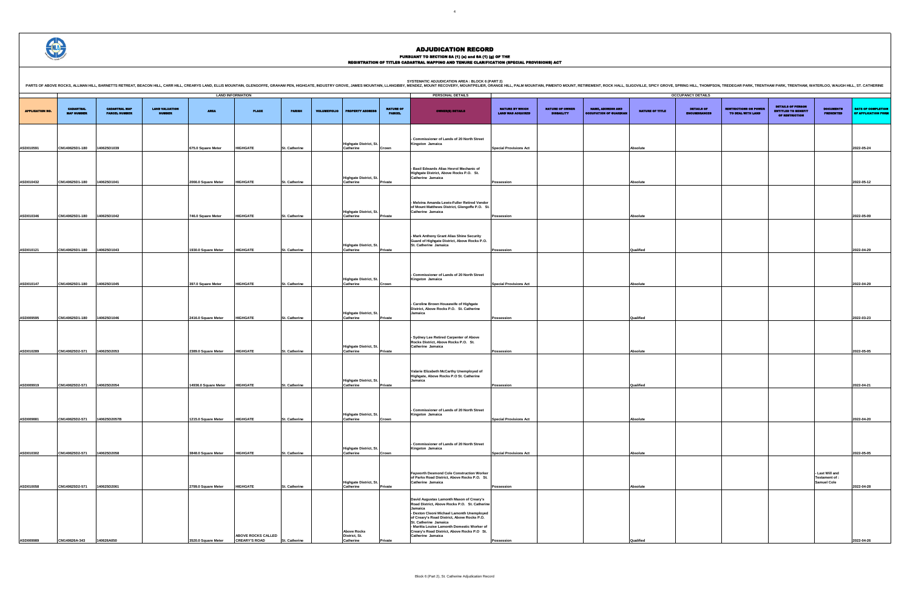# ADJUDICATION RECORD

## PURSUANT TO SECTION 8A (1) (e) and 8A (1) (g) OF THE
## REGISTRATION OF TITLES CADASTRAL MAPPING AND TENURE CLARIFICATION (SPECIAL PROVISIONS) ACT

SYSTEMATIC ADJUDICATION AREA : BLOCK 6 (PART 2)

PARTS OF ABOVE ROCKS, ALLMAN HILL, BARNETTS RETREAT, BEACON HILL, CARR HILL, CREARYS LAND, ELLIS MOUNTAIN, GLENGOFFE, GRAHAM PEN, HIGHGATE, INDUSTRY GROVE, JAMES MOUNTAIN, LLANGIBBY, MENDEZ, MOUNT RECOVERY, MOUNTPELIER, ORANGE HILL, PALM MOUNTAIN, PIMENTO MOUNT, RETIREMENT, ROCK HALL, SLIGOVILLE, SPICY GROVE, SPRING HILL, THOMPSON, TREDEGAR PARK, TRENTHAM PARK, TRENTHAM, WATERLOO, WAUGH HILL, ST. CATHERINE

| | LAND INFORMATION | | | | | | | | | PERSONAL DETAILS | OCCUPANCY DETAILS | | | | | | | | |
|---|---|---|---|---|---|---|---|---|---|---|---|---|---|---|---|---|---|---|---|
| APPLICATION NO. | CADASTRAL MAP NUMBER | CADASTRAL MAP PARCEL NUMBER | LAND VALUATION NUMBER | AREA | PLACE | PARISH | VOLUME/FOLIO | PROPERTY ADDRESS | NATURE OF PARCEL | OWNER(S) DETAILS | NATURE BY WHICH LAND WAS ACQUIRED | NATURE OF OWNER DISBAILITY | NAME, ADDRESS AND OCCUPATION OF GUARDIAN | NATURE OF TITLE | DETAILS OF ENCUMBRANCES | RESTRICTIONS ON POWER TO DEAL WITH LAND | DETAILS OF PERSON ENTITLED TO BENEFIT OF RESTRICTION | DOCUMENTS PRESENTED | DATE OF COMPLETION OF APPLICATION FORM |
| ASD010591 | CM140625D1-180 | 140625D1039 | | 675.0 Square Meter | HIGHGATE | St. Catherine | | Highgate District, St. Catherine | Crown | - Commissioner of Lands of 20 North Street Kingston Jamaica | Special Provisions Act | | | Absolute | | | | | 2022-05-24 |
| ASD010432 | CM140625D1-180 | 140625D1041 | | 2066.0 Square Meter | HIGHGATE | St. Catherine | | Highgate District, St. Catherine | Private | - Basil Edwards Alias Hewrol Mechanic of Highgate District, Above Rocks P.O. St. Catherine Jamaica | Possession | | | Absolute | | | | | 2022-05-12 |
| ASD010346 | CM140625D1-180 | 140625D1042 | | 746.0 Square Meter | HIGHGATE | St. Catherine | | Highgate District, St. Catherine | Private | - Melvina Amanda Lewis-Fuller Retired Vendor of Mount Matthews District, Glengoffe P.O. St. Catherine Jamaica | Possession | | | Absolute | | | | | 2022-05-09 |
| ASD010121 | CM140625D1-180 | 140625D1043 | | 1930.0 Square Meter | HIGHGATE | St. Catherine | | Highgate District, St. Catherine | Private | - Mark Anthony Grant Alias Shine Security Guard of Highgate District, Above Rocks P.O. St. Catherine Jamaica | Possession | | | Qualified | | | | | 2022-04-29 |
| ASD010147 | CM140625D1-180 | 140625D1045 | | 397.0 Square Meter | HIGHGATE | St. Catherine | | Highgate District, St. Catherine | Crown | - Commissioner of Lands of 20 North Street Kingston Jamaica | Special Provisions Act | | | Absolute | | | | | 2022-04-29 |
| ASD009595 | CM140625D1-180 | 140625D1046 | | 2416.0 Square Meter | HIGHGATE | St. Catherine | | Highgate District, St. Catherine | Private | - Caroline Brown Housewife of Highgate District, Above Rocks P.O. St. Catherine Jamaica | Possession | | | Qualified | | | | | 2022-03-23 |
| ASD010289 | CM140625D2-571 | 140625D2053 | | 2389.0 Square Meter | HIGHGATE | St. Catherine | | Highgate District, St. Catherine | Private | - Sydney Lee Retired Carpenter of Above Rocks District, Above Rocks P.O. St. Catherine Jamaica | Possession | | | Absolute | | | | | 2022-05-05 |
| ASD009919 | CM140625D2-571 | 140625D2054 | | 14936.0 Square Meter | HIGHGATE | St. Catherine | | Highgate District, St. Catherine | Private | Valarie Elizabeth McCarthy Unemployed of Highgate, Above Rocks P.O St. Catherine Jamaica | Possession | | | Qualified | | | | | 2022-04-21 |
| ASD009881 | CM140625D2-571 | 140625D2057B | | 1215.0 Square Meter | HIGHGATE | St. Catherine | | Highgate District, St. Catherine | Crown | - Commissioner of Lands of 20 North Street Kingston Jamaica | Special Provisions Act | | | Absolute | | | | | 2022-04-20 |
| ASD010302 | CM140625D2-571 | 140625D2058 | | 3848.0 Square Meter | HIGHGATE | St. Catherine | | Highgate District, St. Catherine | Crown | - Commissioner of Lands of 20 North Street Kingston Jamaica | Special Provisions Act | | | Absolute | | | | | 2022-05-05 |
| ASD010058 | CM140625D2-571 | 140625D2061 | | 2799.0 Square Meter | HIGHGATE | St. Catherine | | Highgate District, St. Catherine | Private | Fayworth Desmond Cole Construction Worker of Parks Road District, Above Rocks P.O. St. Catherine Jamaica | Possession | | | Absolute | | | | - Last Will and Testament of : Samuel Cole | 2022-04-28 |
| ASD009989 | CM140626A-343 | 140626A050 | | 3520.0 Square Meter | ABOVE ROCKS CALLED CREARY'S ROAD | St. Catherine | | Above Rocks District, St. Catherine | Private | David Augustas Lamonth Mason of Creary's Road District, Above Rocks P.O. St. Catherine Jamaica<br>- Dexton Cleoni Michael Lamonth Unemployed of Creary's Road District, Above Rocks P.O. St. Catherine Jamaica<br>- Marilta Louise Lamonth Domestic Worker of Creary's Road District, Above Rocks P.O St. Catherine Jamaica | Possession | | | Qualified | | | | | 2022-04-26 |

Block 6 (Part 2), St. Catherine Adjudication Record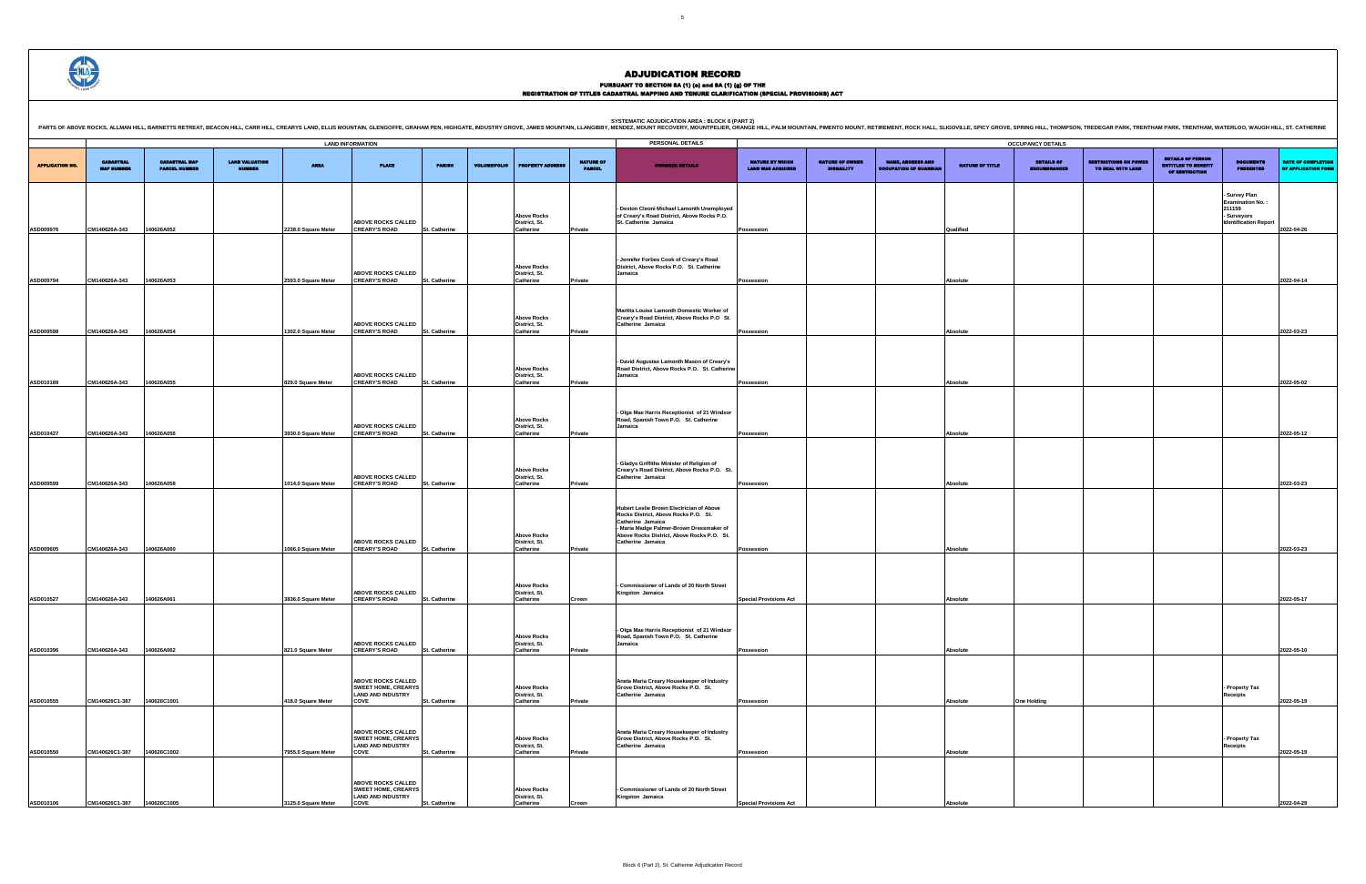# ADJUDICATION RECORD

## PURSUANT TO SECTION 8A (1) (e) and 8A (1) (g) OF THE REGISTRATION OF TITLES CADASTRAL MAPPING AND TENURE CLARIFICATION (SPECIAL PROVISIONS) ACT

SYSTEMATIC ADJUDICATION AREA : BLOCK 6 (PART 2)

PARTS OF ABOVE ROCKS, ALLMAN HILL, BARNETTS RETREAT, BEACON HILL, CARR HILL, CREARYS LAND, ELLIS MOUNTAIN, GLENGOFFE, GRAHAM PEN, HIGHGATE, INDUSTRY GROVE, JAMES MOUNTAIN, LLANGIBBY, MENDEZ, MOUNT RECOVERY, MOUNTPELIER, ORANGE HILL, PALM MOUNTAIN, PIMENTO MOUNT, RETIREMENT, ROCK HALL, SLIGOVILLE, SPICY GROVE, SPRING HILL, THOMPSON, TREDEGAR PARK, TRENTHAM PARK, TRENTHAM, WATERLOO, WAUGH HILL, ST. CATHERINE

| APPLICATION NO. | LAND INFORMATION | | | | | | | | | PERSONAL DETAILS | OCCUPANCY DETAILS | | | | | | | | |
|---|---|---|---|---|---|---|---|---|---|---|---|---|---|---|---|---|---|---|---|
| | CADASTRAL MAP NUMBER | CADASTRAL MAP PARCEL NUMBER | LAND VALUATION NUMBER | AREA | PLACE | PARISH | VOLUME/FOLIO | PROPERTY ADDRESS | NATURE OF PARCEL | OWNER(S) DETAILS | NATURE BY WHICH LAND WAS ACQUIRED | NATURE OF OWNER DISBALITY | NAME, ADDRESS AND OCCUPATION OF GUARDIAN | NATURE OF TITLE | DETAILS OF ENCUMBRANCES | RESTRICTIONS ON POWER TO DEAL WITH LAND | DETAILS OF PERSON ENTITLED TO BENEFIT OF RESTRICTION | DOCUMENTS PRESENTED | DATE OF COMPLETION OF APPLICATION FORM |
| ASD009976 | CM140626A-343 | 140626A052 | | 2238.0 Square Meter | ABOVE ROCKS CALLED CREARY'S ROAD | St. Catherine | | Above Rocks District, St. Catherine | Private | - Dexton Cleoni Michael Lamonth Unemployed of Creary's Road District, Above Rocks P.O. St. Catherine Jamaica | Possession | | | Qualified | | | | - Survey Plan Examination No. : 211159<br>- Surveyors Identification Report | 2022-04-26 |
| ASD009794 | CM140626A-343 | 140626A053 | | 2593.0 Square Meter | ABOVE ROCKS CALLED CREARY'S ROAD | St. Catherine | | Above Rocks District, St. Catherine | Private | - Jennifer Forbes Cook of Creary's Road District, Above Rocks P.O. St. Catherine Jamaica | Possession | | | Absolute | | | | | 2022-04-14 |
| ASD009598 | CM140626A-343 | 140626A054 | | 1302.0 Square Meter | ABOVE ROCKS CALLED CREARY'S ROAD | St. Catherine | | Above Rocks District, St. Catherine | Private | Maritta Louise Lamonth Domestic Worker of Creary's Road District, Above Rocks P.O St. Catherine Jamaica | Possession | | | Absolute | | | | | 2022-03-23 |
| ASD010189 | CM140626A-343 | 140626A055 | | 829.0 Square Meter | ABOVE ROCKS CALLED CREARY'S ROAD | St. Catherine | | Above Rocks District, St. Catherine | Private | - David Augustas Lamonth Mason of Creary's Road District, Above Rocks P.O. St. Catherine Jamaica | Possession | | | Absolute | | | | | 2022-05-02 |
| ASD010427 | CM140626A-343 | 140626A056 | | 3930.0 Square Meter | ABOVE ROCKS CALLED CREARY'S ROAD | St. Catherine | | Above Rocks District, St. Catherine | Private | - Olga Mae Harris Receptionist of 21 Windsor Road, Spanish Town P.O. St. Catherine Jamaica | Possession | | | Absolute | | | | | 2022-05-12 |
| ASD009599 | CM140626A-343 | 140626A058 | | 1014.0 Square Meter | ABOVE ROCKS CALLED CREARY'S ROAD | St. Catherine | | Above Rocks District, St. Catherine | Private | - Gladys Griffiths Minister of Religion of Creary's Road District, Above Rocks P.O. St. Catherine Jamaica | Possession | | | Absolute | | | | | 2022-03-23 |
| ASD009605 | CM140626A-343 | 140626A060 | | 1066.0 Square Meter | ABOVE ROCKS CALLED CREARY'S ROAD | St. Catherine | | Above Rocks District, St. Catherine | Private | Hubert Leslie Brown Electrician of Above Rocks District, Above Rocks P.O. St. Catherine Jamaica<br>- Maria Madge Palmer-Brown Dressmaker of Above Rocks District, Above Rocks P.O. St. Catherine Jamaica | Possession | | | Absolute | | | | | 2022-03-23 |
| ASD010527 | CM140626A-343 | 140626A061 | | 3836.0 Square Meter | ABOVE ROCKS CALLED CREARY'S ROAD | St. Catherine | | Above Rocks District, St. Catherine | Crown | - Commissioner of Lands of 20 North Street Kingston Jamaica | Special Provisions Act | | | Absolute | | | | | 2022-05-17 |
| ASD010396 | CM140626A-343 | 140626A062 | | 821.0 Square Meter | ABOVE ROCKS CALLED CREARY'S ROAD | St. Catherine | | Above Rocks District, St. Catherine | Private | - Olga Mae Harris Receptionist of 21 Windsor Road, Spanish Town P.O. St. Catherine Jamaica | Possession | | | Absolute | | | | | 2022-05-10 |
| ASD010555 | CM140626C1-387 | 140626C1001 | | 418.0 Square Meter | ABOVE ROCKS CALLED SWEET HOME, CREARYS LAND AND INDUSTRY COVE | St. Catherine | | Above Rocks District, St. Catherine | Private | Aneta Maria Creary Housekeeper of Industry Grove District, Above Rocks P.O. St. Catherine Jamaica | Possession | | | Absolute | One Holding | | | - Property Tax Receipts | 2022-05-19 |
| ASD010550 | CM140626C1-387 | 140626C1002 | | 7955.0 Square Meter | ABOVE ROCKS CALLED SWEET HOME, CREARYS LAND AND INDUSTRY COVE | St. Catherine | | Above Rocks District, St. Catherine | Private | Aneta Maria Creary Housekeeper of Industry Grove District, Above Rocks P.O. St. Catherine Jamaica | Possession | | | Absolute | | | | - Property Tax Receipts | 2022-05-19 |
| ASD010106 | CM140626C1-387 | 140626C1005 | | 3125.0 Square Meter | ABOVE ROCKS CALLED SWEET HOME, CREARYS LAND AND INDUSTRY COVE | St. Catherine | | Above Rocks District, St. Catherine | Crown | - Commissioner of Lands of 20 North Street Kingston Jamaica | Special Provisions Act | | | Absolute | | | | | 2022-04-29 |

Block 6 (Part 2), St. Catherine Adjudication Record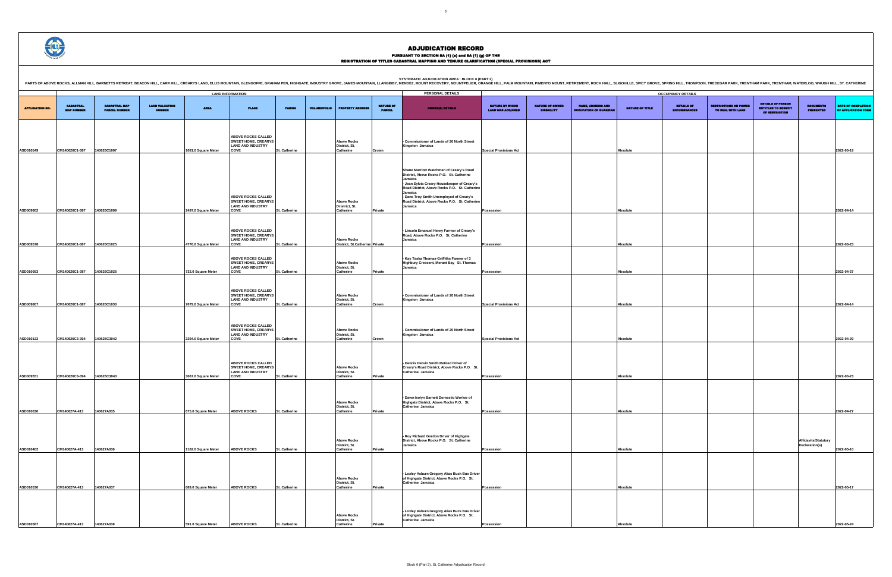# ADJUDICATION RECORD

**PURSUANT TO SECTION 8A (1) (e) and 8A (1) (g) OF THE**
**REGISTRATION OF TITLES CADASTRAL MAPPING AND TENURE CLARIFICATION (SPECIAL PROVISIONS) ACT**

SYSTEMATIC ADJUDICATION AREA : BLOCK 6 (PART 2)

PARTS OF ABOVE ROCKS, ALLMAN HILL, BARNETTS RETREAT, BEACON HILL, CARR HILL, CREARYS LAND, ELLIS MOUNTAIN, GLENGOFFE, GRAHAM PEN, HIGHGATE, INDUSTRY GROVE, JAMES MOUNTAIN, LLANGIBBY, MENDEZ, MOUNT RECOVERY, MOUNTPELIER, ORANGE HILL, PALM MOUNTAIN, PIMENTO MOUNT, RETIREMENT, ROCK HALL, SLIGOVILLE, SPICY GROVE, SPRING HILL, THOMPSON, TREDEGAR PARK, TRENTHAM PARK, TRENTHAM, WATERLOO, WAUGH HILL, ST. CATHERINE

| | LAND INFORMATION | | | | | | | | | PERSONAL DETAILS | OCCUPANCY DETAILS | | | | | | | | | |
|---|---|---|---|---|---|---|---|---|---|---|---|---|---|---|---|---|---|---|---|---|
| APPLICATION NO. | CADASTRAL MAP NUMBER | CADASTRAL MAP PARCEL NUMBER | LAND VALUATION NUMBER | AREA | PLACE | PARISH | VOLUME/FOLIO | PROPERTY ADDRESS | NATURE OF PARCEL | OWNER(S) DETAILS | NATURE BY WHICH LAND WAS ACQUIRED | NATURE OF OWNER DISBAILITY | NAME, ADDRESS AND OCCUPATION OF GUARDIAN | NATURE OF TITLE | DETAILS OF ENCUMBRANCES | RESTRICTIONS ON POWER TO DEAL WITH LAND | DETAILS OF PERSON ENTITLED TO BENEFIT OF RESTRICTION | DOCUMENTS PRESENTED | DATE OF COMPLETION OF APPLICATION FORM |
| ASD010549 | CM140626C1-387 | 140626C1007 | | 1081.0 Square Meter | ABOVE ROCKS CALLED SWEET HOME, CREARYS LAND AND INDUSTRY COVE | St. Catherine | | Above Rocks District, St. Catherine | Crown | - Commissioner of Lands of 20 North Street Kingston Jamaica | Special Provisions Act | | | Absolute | | | | | 2022-05-19 |
| ASD009802 | CM140626C1-387 | 140626C1009 | | 2497.0 Square Meter | ABOVE ROCKS CALLED SWEET HOME, CREARYS LAND AND INDUSTRY COVE | St. Catherine | | Above Rocks District, St. Catherine | Private | Shane Marriott Watchman of Creary's Road District, Above Rocks P.O. St. Catherine Jamaica<br>- Jean Sylvia Creary Housekeeper of Creary's Road District, Above Rocks P.O. St. Catherine Jamaica<br>- Dane Troy Smith Unemployed of Creary's Road District, Above Rocks P.O. St. Catherine Jamaica | Possession | | | Absolute | | | | | 2022-04-14 |
| ASD009578 | CM140626C1-387 | 140626C1025 | | 4776.0 Square Meter | ABOVE ROCKS CALLED SWEET HOME, CREARYS LAND AND INDUSTRY COVE | St. Catherine | | Above Rocks District, St.Catherine | Private | - Lincoln Emanuel Henry Farmer of Creary's Road, Above Rocks P.O. St. Catherine Jamaica | Possession | | | Absolute | | | | | 2022-03-23 |
| ASD010053 | CM140626C1-387 | 140626C1026 | | 732.0 Square Meter | ABOVE ROCKS CALLED SWEET HOME, CREARYS LAND AND INDUSTRY COVE | St. Catherine | | Above Rocks District, St. Catherine | Private | - Kay Taska Thomas-Griffiths Farmer of 3 Highbury Crescent, Morant Bay St. Thomas Jamaica | Possession | | | Absolute | | | | | 2022-04-27 |
| ASD009807 | CM140626C1-387 | 140626C1030 | | 7679.0 Square Meter | ABOVE ROCKS CALLED SWEET HOME, CREARYS LAND AND INDUSTRY COVE | St. Catherine | | Above Rocks District, St. Catherine | Crown | - Commissioner of Lands of 20 North Street Kingston Jamaica | Special Provisions Act | | | Absolute | | | | | 2022-04-14 |
| ASD010122 | CM140626C3-394 | 140626C3042 | | 2294.0 Square Meter | ABOVE ROCKS CALLED SWEET HOME, CREARYS LAND AND INDUSTRY COVE | St. Catherine | | Above Rocks District, St. Catherine | Crown | - Commissioner of Lands of 20 North Street Kingston Jamaica | Special Provisions Act | | | Absolute | | | | | 2022-04-29 |
| ASD009551 | CM140626C3-394 | 140626C3043 | | 3667.0 Square Meter | ABOVE ROCKS CALLED SWEET HOME, CREARYS LAND AND INDUSTRY COVE | St. Catherine | | Above Rocks District, St. Catherine | Private | - Dennis Hervin Smith Retired Driver of Creary's Road District, Above Rocks P.O. St. Catherine Jamaica | Possession | | | Absolute | | | | | 2022-03-23 |
| ASD010030 | CM140627A-413 | 140627A035 | | 675.0 Square Meter | ABOVE ROCKS | St. Catherine | | Above Rocks District, St. Catherine | Private | - Dawn Isolyn Barnett Domestic Worker of Highgate District, Above Rocks P.O. St. Catherine Jamaica | Possession | | | Absolute | | | | | 2022-04-27 |
| ASD010402 | CM140627A-413 | 140627A036 | | 1162.0 Square Meter | ABOVE ROCKS | St. Catherine | | Above Rocks District, St. Catherine | Private | - Roy Richard Gordon Driver of Highgate District, Above Rocks P.O. St. Catherine Jamaica | Possession | | | Absolute | | | | Affidavits/Statutory Declaration(s) | 2022-05-10 |
| ASD010530 | CM140627A-413 | 140627A037 | | 689.0 Square Meter | ABOVE ROCKS | St. Catherine | | Above Rocks District, St. Catherine | Private | - Loxley Asburn Gregory Alias Buck Bus Driver of Highgate District, Above Rocks P.O. St. Catherine Jamaica | Possession | | | Absolute | | | | | 2022-05-17 |
| ASD010587 | CM140627A-413 | 140627A038 | | 591.0 Square Meter | ABOVE ROCKS | St. Catherine | | Above Rocks District, St. Catherine | Private | - Loxley Asburn Gregory Alias Buck Bus Driver of Highgate District, Above Rocks P.O. St. Catherine Jamaica | Possession | | | Absolute | | | | | 2022-05-24 |

Block 6 (Part 2), St. Catherine Adjudication Record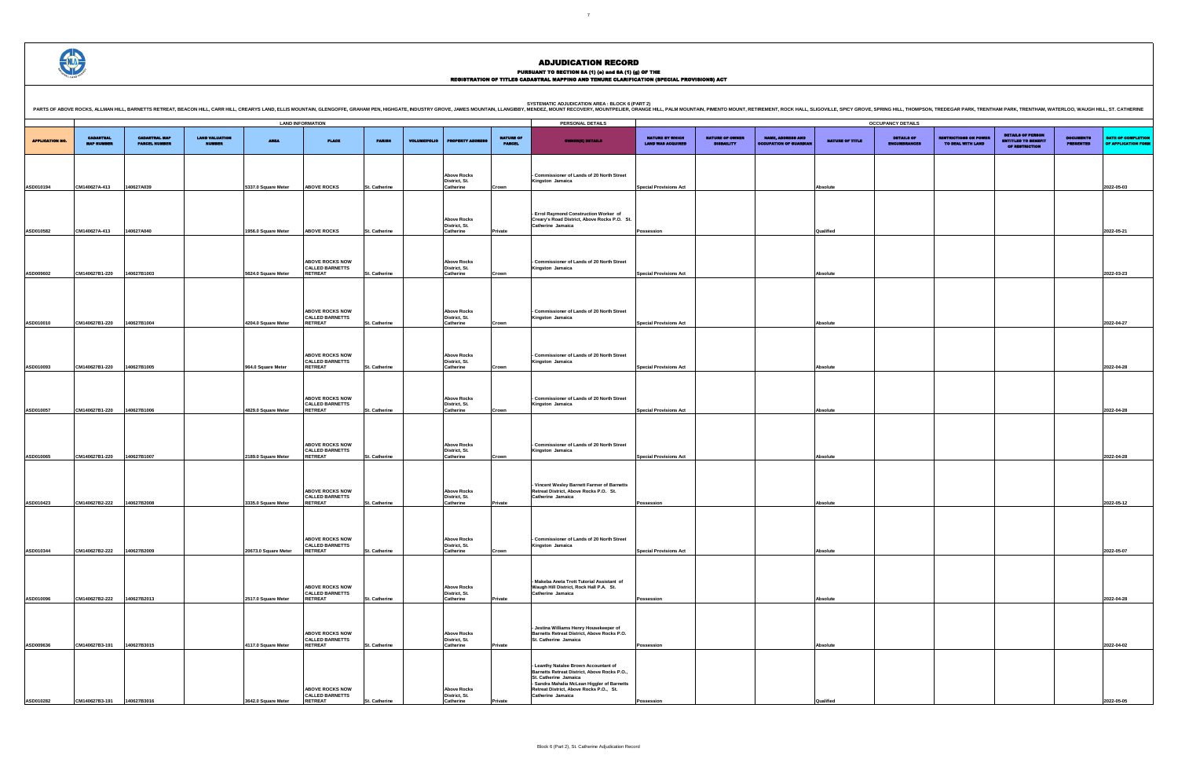# ADJUDICATION RECORD

PURSUANT TO SECTION 8A (1) (e) and 8A (1) (g) OF THE
REGISTRATION OF TITLES CADASTRAL MAPPING AND TENURE CLARIFICATION (SPECIAL PROVISIONS) ACT

SYSTEMATIC ADJUDICATION AREA : BLOCK 6 (PART 2)

PARTS OF ABOVE ROCKS, ALLMAN HILL, BARNETTS RETREAT, BEACON HILL, CARR HILL, CREARYS LAND, ELLIS MOUNTAIN, GLENGOFFE, GRAHAM PEN, HIGHGATE, INDUSTRY GROVE, JAMES MOUNTAIN, LLANGIBBY, MENDEZ, MOUNT RECOVERY, MOUNTPELIER, ORANGE HILL, PALM MOUNTAIN, PIMENTO MOUNT, RETIREMENT, ROCK HALL, SLIGOVILLE, SPICY GROVE, SPRING HILL, THOMPSON, TREDEGAR PARK, TRENTHAM PARK, TRENTHAM, WATERLOO, WAUGH HILL, ST. CATHERINE

| | LAND INFORMATION | | | | | | | | | PERSONAL DETAILS | OCCUPANCY DETAILS | | | | | | | | | |
|---|---|---|---|---|---|---|---|---|---|---|---|---|---|---|---|---|---|---|---|---|
| APPLICATION NO. | CADASTRAL MAP NUMBER | CADASTRAL MAP PARCEL NUMBER | LAND VALUATION NUMBER | AREA | PLACE | PARISH | VOLUME/FOLIO | PROPERTY ADDRESS | NATURE OF PARCEL | OWNER(S) DETAILS | NATURE BY WHICH LAND WAS ACQUIRED | NATURE OF OWNER DISBAILITY | NAME, ADDRESS AND OCCUPATION OF GUARDIAN | NATURE OF TITLE | DETAILS OF ENCUMBRANCES | RESTRICTIONS ON POWER TO DEAL WITH LAND | DETAILS OF PERSON ENTITLED TO BENEFIT OF RESTRICTION | DOCUMENTS PRESENTED | DATE OF COMPLETION OF APPLICATION FORM |
| ASD010194 | CM140627A-413 | 140627A039 | | 5337.0 Square Meter | ABOVE ROCKS | St. Catherine | | Above Rocks District, St. Catherine | Crown | - Commissioner of Lands of 20 North Street Kingston Jamaica | Special Provisions Act | | | Absolute | | | | | 2022-05-03 |
| ASD010582 | CM140627A-413 | 140627A040 | | 1956.0 Square Meter | ABOVE ROCKS | St. Catherine | | Above Rocks District, St. Catherine | Private | - Errol Raymond Construction Worker of Creary's Road District, Above Rocks P.O. St. Catherine Jamaica | Possession | | | Qualified | | | | | 2022-05-21 |
| ASD009602 | CM140627B1-220 | 140627B1003 | | 5624.0 Square Meter | ABOVE ROCKS NOW CALLED BARNETTS RETREAT | St. Catherine | | Above Rocks District, St. Catherine | Crown | - Commissioner of Lands of 20 North Street Kingston Jamaica | Special Provisions Act | | | Absolute | | | | | 2022-03-23 |
| ASD010010 | CM140627B1-220 | 140627B1004 | | 4204.0 Square Meter | ABOVE ROCKS NOW CALLED BARNETTS RETREAT | St. Catherine | | Above Rocks District, St. Catherine | Crown | - Commissioner of Lands of 20 North Street Kingston Jamaica | Special Provisions Act | | | Absolute | | | | | 2022-04-27 |
| ASD010093 | CM140627B1-220 | 140627B1005 | | 964.0 Square Meter | ABOVE ROCKS NOW CALLED BARNETTS RETREAT | St. Catherine | | Above Rocks District, St. Catherine | Crown | - Commissioner of Lands of 20 North Street Kingston Jamaica | Special Provisions Act | | | Absolute | | | | | 2022-04-28 |
| ASD010057 | CM140627B1-220 | 140627B1006 | | 4829.0 Square Meter | ABOVE ROCKS NOW CALLED BARNETTS RETREAT | St. Catherine | | Above Rocks District, St. Catherine | Crown | - Commissioner of Lands of 20 North Street Kingston Jamaica | Special Provisions Act | | | Absolute | | | | | 2022-04-28 |
| ASD010065 | CM140627B1-220 | 140627B1007 | | 2189.0 Square Meter | ABOVE ROCKS NOW CALLED BARNETTS RETREAT | St. Catherine | | Above Rocks District, St. Catherine | Crown | - Commissioner of Lands of 20 North Street Kingston Jamaica | Special Provisions Act | | | Absolute | | | | | 2022-04-28 |
| ASD010423 | CM140627B2-222 | 140627B2008 | | 3335.0 Square Meter | ABOVE ROCKS NOW CALLED BARNETTS RETREAT | St. Catherine | | Above Rocks District, St. Catherine | Private | - Vincent Wesley Barnett Farmer of Barnetts Retreat District, Above Rocks P.O. St. Catherine Jamaica | Possession | | | Absolute | | | | | 2022-05-12 |
| ASD010344 | CM140627B2-222 | 140627B2009 | | 20673.0 Square Meter | ABOVE ROCKS NOW CALLED BARNETTS RETREAT | St. Catherine | | Above Rocks District, St. Catherine | Crown | - Commissioner of Lands of 20 North Street Kingston Jamaica | Special Provisions Act | | | Absolute | | | | | 2022-05-07 |
| ASD010096 | CM140627B2-222 | 140627B2013 | | 2517.0 Square Meter | ABOVE ROCKS NOW CALLED BARNETTS RETREAT | St. Catherine | | Above Rocks District, St. Catherine | Private | - Makeba Aneta Trott Tutorial Assistant of Waugh Hill District, Rock Hall P.A. St. Catherine Jamaica | Possession | | | Absolute | | | | | 2022-04-28 |
| ASD009636 | CM140627B3-191 | 140627B3015 | | 4117.0 Square Meter | ABOVE ROCKS NOW CALLED BARNETTS RETREAT | St. Catherine | | Above Rocks District, St. Catherine | Private | - Jestina Williams Henry Housekeeper of Barnetts Retreat District, Above Rocks P.O. St. Catherine Jamaica | Possession | | | Absolute | | | | | 2022-04-02 |
| ASD010282 | CM140627B3-191 | 140627B3016 | | 3642.0 Square Meter | ABOVE ROCKS NOW CALLED BARNETTS RETREAT | St. Catherine | | Above Rocks District, St. Catherine | Private | - Leanthy Natalee Brown Accountant of Barnetts Retreat District, Above Rocks P.O., St. Catherine Jamaica<br>- Sandra Mahalia McLean Higgler of Barnetts Retreat District, Above Rocks P.O., St. Catherine Jamaica | Possession | | | Qualified | | | | | 2022-05-05 |

Block 6 (Part 2), St. Catherine Adjudication Record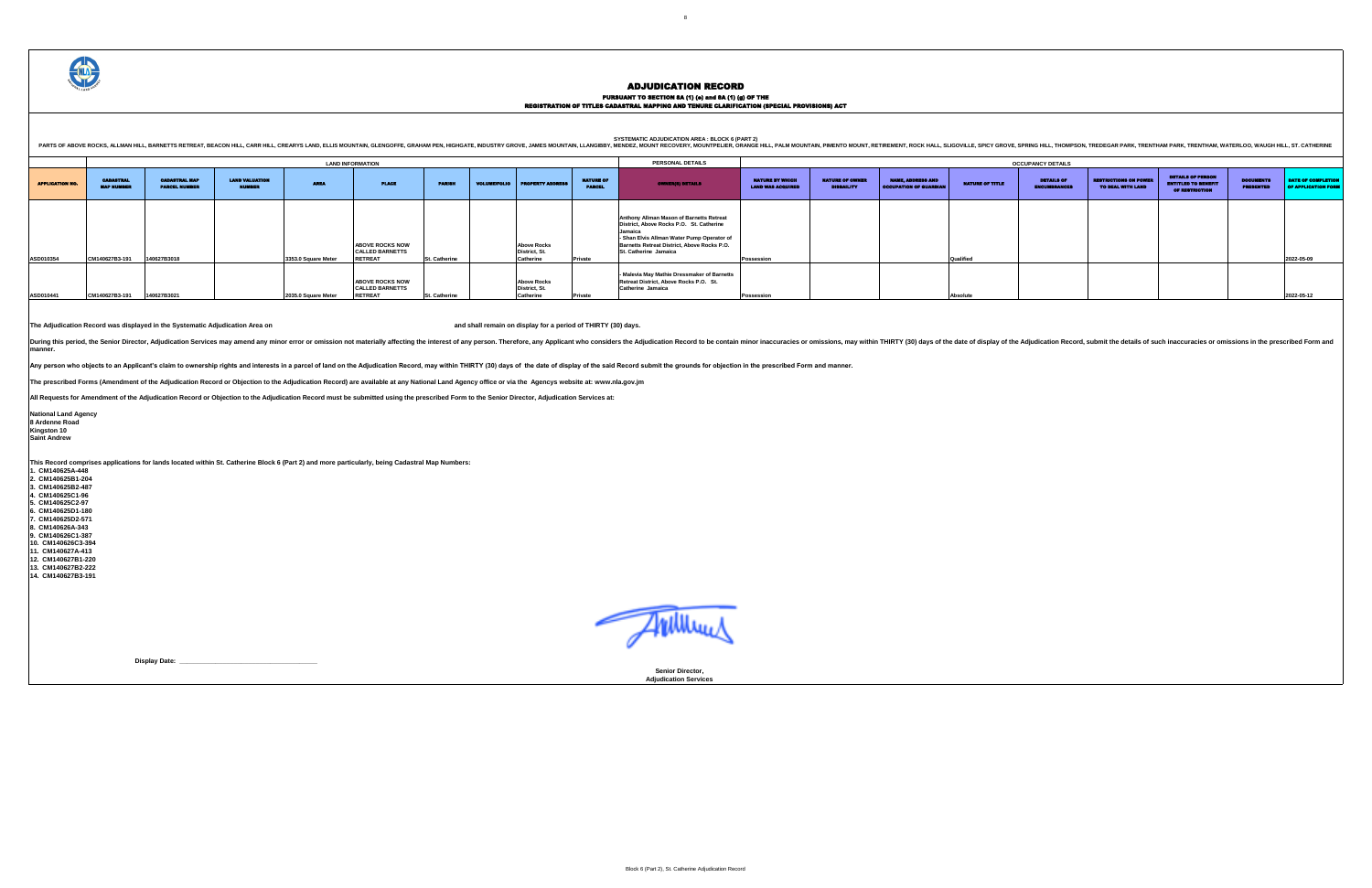# ADJUDICATION RECORD

**PURSUANT TO SECTION 8A (1) (e) and 8A (1) (g) OF THE**
**REGISTRATION OF TITLES CADASTRAL MAPPING AND TENURE CLARIFICATION (SPECIAL PROVISIONS) ACT**

**SYSTEMATIC ADJUDICATION AREA : BLOCK 6 (PART 2)**

PARTS OF ABOVE ROCKS, ALLMAN HILL, BARNETTS RETREAT, BEACON HILL, CARR HILL, CREARYS LAND, ELLIS MOUNTAIN, GLENGOFFE, GRAHAM PEN, HIGHGATE, INDUSTRY GROVE, JAMES MOUNTAIN, LLANGIBBY, MENDEZ, MOUNT RECOVERY, MOUNTPELIER, ORANGE HILL, PALM MOUNTAIN, PIMENTO MOUNT, RETIREMENT, ROCK HALL, SLIGOVILLE, SPICY GROVE, SPRING HILL, THOMPSON, TREDEGAR PARK, TRENTHAM PARK, TRENTHAM, WATERLOO, WAUGH HILL, ST. CATHERINE

| | LAND INFORMATION | | | | | | | | | PERSONAL DETAILS | OCCUPANCY DETAILS | | | | | | | | |
|---|---|---|---|---|---|---|---|---|---|---|---|---|---|---|---|---|---|---|---|
| APPLICATION NO. | CADASTRAL MAP NUMBER | CADASTRAL MAP PARCEL NUMBER | LAND VALUATION NUMBER | AREA | PLACE | PARISH | VOLUME/FOLIO | PROPERTY ADDRESS | NATURE OF PARCEL | OWNER(S) DETAILS | NATURE BY WHICH LAND WAS ACQUIRED | NATURE OF OWNER DISABILITY | NAME, ADDRESS AND OCCUPATION OF GUARDIAN | NATURE OF TITLE | DETAILS OF ENCUMBRANCES | RESTRICTIONS ON POWER TO DEAL WITH LAND | DETAILS OF PERSON ENTITLED TO BENEFIT OF RESTRICTION | DOCUMENTS PRESENTED | DATE OF COMPLETION OF APPLICATION FORM |
| ASD010354 | CM140627B3-191 | 140627B3018 | | 3353.0 Square Meter | ABOVE ROCKS NOW CALLED BARNETTS RETREAT | St. Catherine | | Above Rocks District, St. Catherine | Private | Anthony Allman Mason of Barnetts Retreat District, Above Rocks P.O. St. Catherine Jamaica<br>- Shan Elvis Allman Water Pump Operator of Barnetts Retreat District, Above Rocks P.O. St. Catherine Jamaica | Possession | | | Qualified | | | | | 2022-05-09 |
| ASD010441 | CM140627B3-191 | 140627B3021 | | 2035.0 Square Meter | ABOVE ROCKS NOW CALLED BARNETTS RETREAT | St. Catherine | | Above Rocks District, St. Catherine | Private | - Malevia May Mathie Dressmaker of Barnetts Retreat District, Above Rocks P.O. St. Catherine Jamaica | Possession | | | Absolute | | | | | 2022-05-12 |

**The Adjudication Record was displayed in the Systematic Adjudication Area on and shall remain on display for a period of THIRTY (30) days.**

**During this period, the Senior Director, Adjudication Services may amend any minor error or omission not materially affecting the interest of any person. Therefore, any Applicant who considers the Adjudication Record to be contain minor inaccuracies or omissions, may within THIRTY (30) days of the date of display of the Adjudication Record, submit the details of such inaccuracies or omissions in the prescribed Form and manner.**

**Any person who objects to an Applicant's claim to ownership rights and interests in a parcel of land on the Adjudication Record, may within THIRTY (30) days of the date of display of the said Record submit the grounds for objection in the prescribed Form and manner.**

**The prescribed Forms (Amendment of the Adjudication Record or Objection to the Adjudication Record) are available at any National Land Agency office or via the Agencys website at: www.nla.gov.jm**

**All Requests for Amendment of the Adjudication Record or Objection to the Adjudication Record must be submitted using the prescribed Form to the Senior Director, Adjudication Services at:**

**National Land Agency**
**8 Ardenne Road**
**Kingston 10**
**Saint Andrew**

**This Record comprises applications for lands located within St. Catherine Block 6 (Part 2) and more particularly, being Cadastral Map Numbers:**

1. CM140625A-448
2. CM140625B1-204
3. CM140625B2-487
4. CM140625C1-96
5. CM140625C2-97
6. CM140625D1-180
7. CM140625D2-571
8. CM140626A-343
9. CM140626C1-387
10. CM140626C3-394
11. CM140627A-413
12. CM140627B1-220
13. CM140627B2-222
14. CM140627B3-191

**Display Date:** ___________________________________

**Senior Director,**
**Adjudication Services**